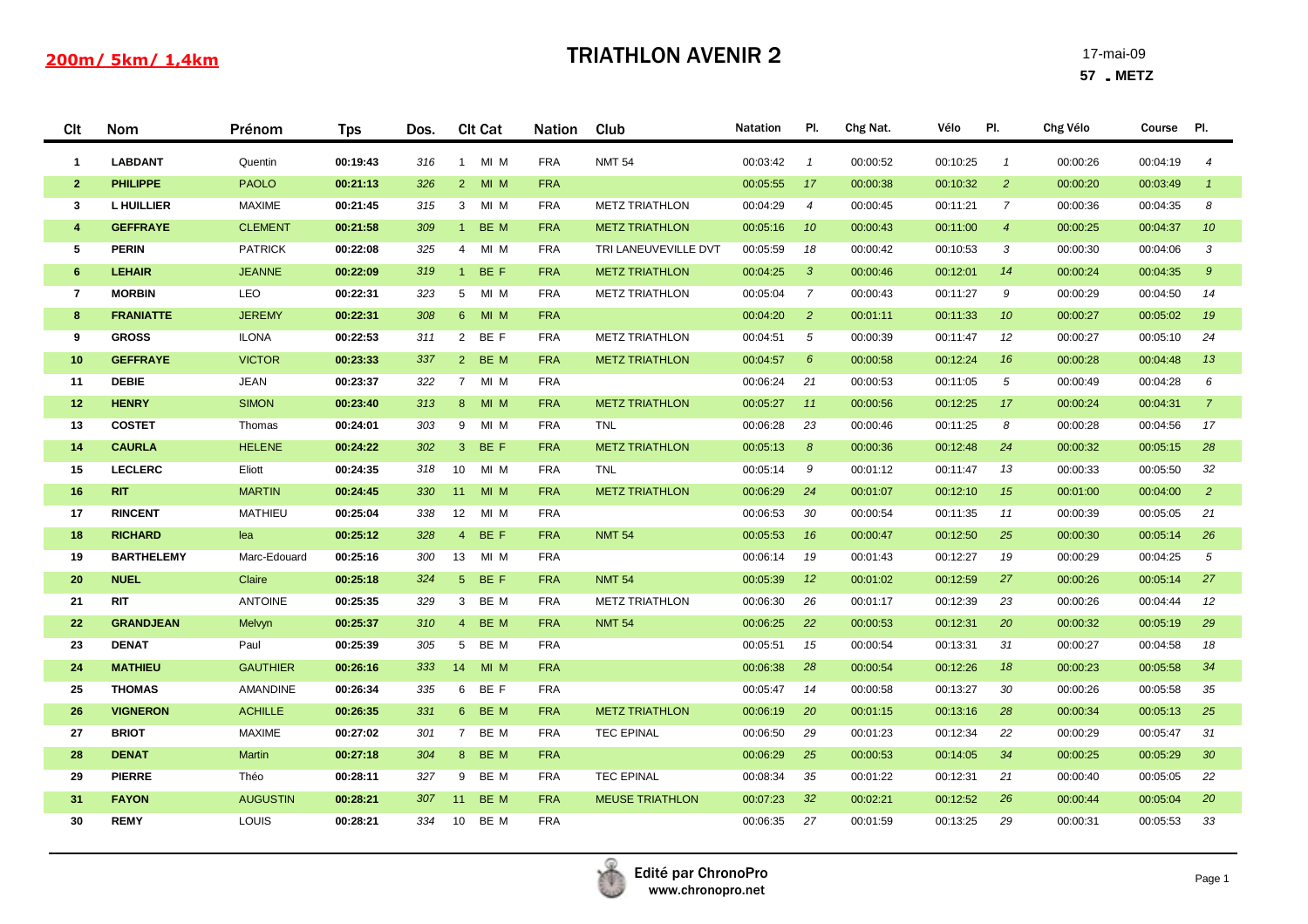**200m/ 5km/ 1,4km**

# TRIATHLON AVENIR 2

17-mai-09

**57 . METZ**

| Clt | Nom | Prénom | Tps | Dos. | Clt Cat | Nation | Club | Natation | Pl. | Chg Nat. | Vélo | Pl. | Chg Vélo | Course | Pl. |
|---|---|---|---|---|---|---|---|---|---|---|---|---|---|---|---|
| 1 | LABDANT | Quentin | 00:19:43 | 316 | 1 MI M | FRA | NMT 54 | 00:03:42 | 1 | 00:00:52 | 00:10:25 | 1 | 00:00:26 | 00:04:19 | 4 |
| 2 | PHILIPPE | PAOLO | 00:21:13 | 326 | 2 MI M | FRA | | 00:05:55 | 17 | 00:00:38 | 00:10:32 | 2 | 00:00:20 | 00:03:49 | 1 |
| 3 | L HUILLIER | MAXIME | 00:21:45 | 315 | 3 MI M | FRA | METZ TRIATHLON | 00:04:29 | 4 | 00:00:45 | 00:11:21 | 7 | 00:00:36 | 00:04:35 | 8 |
| 4 | GEFFRAYE | CLEMENT | 00:21:58 | 309 | 1 BE M | FRA | METZ TRIATHLON | 00:05:16 | 10 | 00:00:43 | 00:11:00 | 4 | 00:00:25 | 00:04:37 | 10 |
| 5 | PERIN | PATRICK | 00:22:08 | 325 | 4 MI M | FRA | TRI LANEUVEVILLE DVT | 00:05:59 | 18 | 00:00:42 | 00:10:53 | 3 | 00:00:30 | 00:04:06 | 3 |
| 6 | LEHAIR | JEANNE | 00:22:09 | 319 | 1 BE F | FRA | METZ TRIATHLON | 00:04:25 | 3 | 00:00:46 | 00:12:01 | 14 | 00:00:24 | 00:04:35 | 9 |
| 7 | MORBIN | LEO | 00:22:31 | 323 | 5 MI M | FRA | METZ TRIATHLON | 00:05:04 | 7 | 00:00:43 | 00:11:27 | 9 | 00:00:29 | 00:04:50 | 14 |
| 8 | FRANIATTE | JEREMY | 00:22:31 | 308 | 6 MI M | FRA | | 00:04:20 | 2 | 00:01:11 | 00:11:33 | 10 | 00:00:27 | 00:05:02 | 19 |
| 9 | GROSS | ILONA | 00:22:53 | 311 | 2 BE F | FRA | METZ TRIATHLON | 00:04:51 | 5 | 00:00:39 | 00:11:47 | 12 | 00:00:27 | 00:05:10 | 24 |
| 10 | GEFFRAYE | VICTOR | 00:23:33 | 337 | 2 BE M | FRA | METZ TRIATHLON | 00:04:57 | 6 | 00:00:58 | 00:12:24 | 16 | 00:00:28 | 00:04:48 | 13 |
| 11 | DEBIE | JEAN | 00:23:37 | 322 | 7 MI M | FRA | | 00:06:24 | 21 | 00:00:53 | 00:11:05 | 5 | 00:00:49 | 00:04:28 | 6 |
| 12 | HENRY | SIMON | 00:23:40 | 313 | 8 MI M | FRA | METZ TRIATHLON | 00:05:27 | 11 | 00:00:56 | 00:12:25 | 17 | 00:00:24 | 00:04:31 | 7 |
| 13 | COSTET | Thomas | 00:24:01 | 303 | 9 MI M | FRA | TNL | 00:06:28 | 23 | 00:00:46 | 00:11:25 | 8 | 00:00:28 | 00:04:56 | 17 |
| 14 | CAURLA | HELENE | 00:24:22 | 302 | 3 BE F | FRA | METZ TRIATHLON | 00:05:13 | 8 | 00:00:36 | 00:12:48 | 24 | 00:00:32 | 00:05:15 | 28 |
| 15 | LECLERC | Eliott | 00:24:35 | 318 | 10 MI M | FRA | TNL | 00:05:14 | 9 | 00:01:12 | 00:11:47 | 13 | 00:00:33 | 00:05:50 | 32 |
| 16 | RIT | MARTIN | 00:24:45 | 330 | 11 MI M | FRA | METZ TRIATHLON | 00:06:29 | 24 | 00:01:07 | 00:12:10 | 15 | 00:01:00 | 00:04:00 | 2 |
| 17 | RINCENT | MATHIEU | 00:25:04 | 338 | 12 MI M | FRA | | 00:06:53 | 30 | 00:00:54 | 00:11:35 | 11 | 00:00:39 | 00:05:05 | 21 |
| 18 | RICHARD | lea | 00:25:12 | 328 | 4 BE F | FRA | NMT 54 | 00:05:53 | 16 | 00:00:47 | 00:12:50 | 25 | 00:00:30 | 00:05:14 | 26 |
| 19 | BARTHELEMY | Marc-Edouard | 00:25:16 | 300 | 13 MI M | FRA | | 00:06:14 | 19 | 00:01:43 | 00:12:27 | 19 | 00:00:29 | 00:04:25 | 5 |
| 20 | NUEL | Claire | 00:25:18 | 324 | 5 BE F | FRA | NMT 54 | 00:05:39 | 12 | 00:01:02 | 00:12:59 | 27 | 00:00:26 | 00:05:14 | 27 |
| 21 | RIT | ANTOINE | 00:25:35 | 329 | 3 BE M | FRA | METZ TRIATHLON | 00:06:30 | 26 | 00:01:17 | 00:12:39 | 23 | 00:00:26 | 00:04:44 | 12 |
| 22 | GRANDJEAN | Melvyn | 00:25:37 | 310 | 4 BE M | FRA | NMT 54 | 00:06:25 | 22 | 00:00:53 | 00:12:31 | 20 | 00:00:32 | 00:05:19 | 29 |
| 23 | DENAT | Paul | 00:25:39 | 305 | 5 BE M | FRA | | 00:05:51 | 15 | 00:00:54 | 00:13:31 | 31 | 00:00:27 | 00:04:58 | 18 |
| 24 | MATHIEU | GAUTHIER | 00:26:16 | 333 | 14 MI M | FRA | | 00:06:38 | 28 | 00:00:54 | 00:12:26 | 18 | 00:00:23 | 00:05:58 | 34 |
| 25 | THOMAS | AMANDINE | 00:26:34 | 335 | 6 BE F | FRA | | 00:05:47 | 14 | 00:00:58 | 00:13:27 | 30 | 00:00:26 | 00:05:58 | 35 |
| 26 | VIGNERON | ACHILLE | 00:26:35 | 331 | 6 BE M | FRA | METZ TRIATHLON | 00:06:19 | 20 | 00:01:15 | 00:13:16 | 28 | 00:00:34 | 00:05:13 | 25 |
| 27 | BRIOT | MAXIME | 00:27:02 | 301 | 7 BE M | FRA | TEC EPINAL | 00:06:50 | 29 | 00:01:23 | 00:12:34 | 22 | 00:00:29 | 00:05:47 | 31 |
| 28 | DENAT | Martin | 00:27:18 | 304 | 8 BE M | FRA | | 00:06:29 | 25 | 00:00:53 | 00:14:05 | 34 | 00:00:25 | 00:05:29 | 30 |
| 29 | PIERRE | Théo | 00:28:11 | 327 | 9 BE M | FRA | TEC EPINAL | 00:08:34 | 35 | 00:01:22 | 00:12:31 | 21 | 00:00:40 | 00:05:05 | 22 |
| 31 | FAYON | AUGUSTIN | 00:28:21 | 307 | 11 BE M | FRA | MEUSE TRIATHLON | 00:07:23 | 32 | 00:02:21 | 00:12:52 | 26 | 00:00:44 | 00:05:04 | 20 |
| 30 | REMY | LOUIS | 00:28:21 | 334 | 10 BE M | FRA | | 00:06:35 | 27 | 00:01:59 | 00:13:25 | 29 | 00:00:31 | 00:05:53 | 33 |

Edité par ChronoPro
www.chronopro.net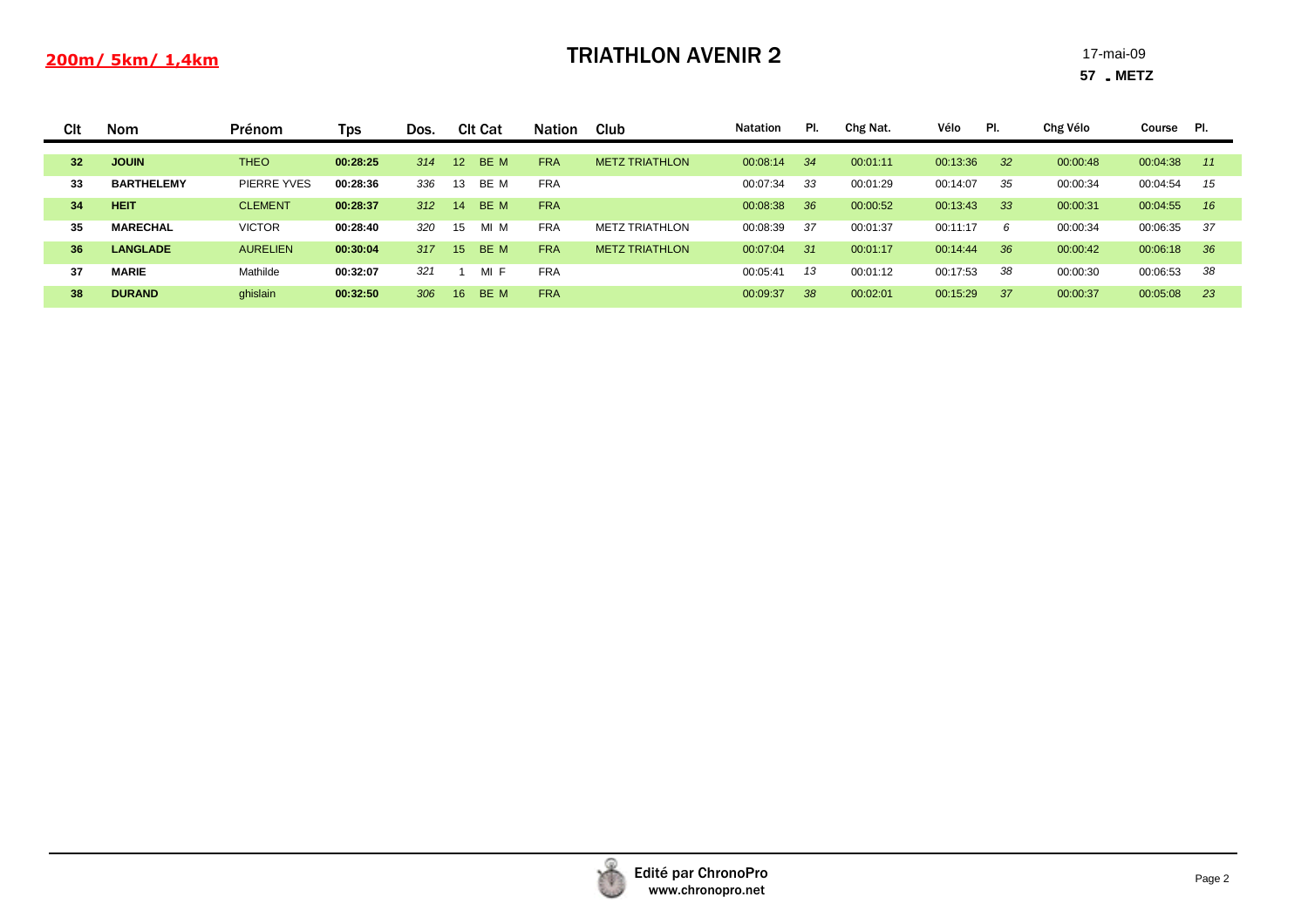**200m/ 5km/ 1,4km**

# TRIATHLON AVENIR 2

17-mai-09

**57 . METZ**

| Clt | Nom | Prénom | Tps | Dos. | Clt Cat | | Nation | Club | Natation | Pl. | Chg Nat. | Vélo | Pl. | Chg Vélo | Course | Pl. |
|---|---|---|---|---|---|---|---|---|---|---|---|---|---|---|---|---|
| 32 | **JOUIN** | THEO | **00:28:25** | 314 | 12 | BE M | FRA | METZ TRIATHLON | 00:08:14 | 34 | 00:01:11 | 00:13:36 | 32 | 00:00:48 | 00:04:38 | 11 |
| 33 | **BARTHELEMY** | PIERRE YVES | **00:28:36** | 336 | 13 | BE M | FRA | | 00:07:34 | 33 | 00:01:29 | 00:14:07 | 35 | 00:00:34 | 00:04:54 | 15 |
| 34 | **HEIT** | CLEMENT | **00:28:37** | 312 | 14 | BE M | FRA | | 00:08:38 | 36 | 00:00:52 | 00:13:43 | 33 | 00:00:31 | 00:04:55 | 16 |
| 35 | **MARECHAL** | VICTOR | **00:28:40** | 320 | 15 | MI M | FRA | METZ TRIATHLON | 00:08:39 | 37 | 00:01:37 | 00:11:17 | 6 | 00:00:34 | 00:06:35 | 37 |
| 36 | **LANGLADE** | AURELIEN | **00:30:04** | 317 | 15 | BE M | FRA | METZ TRIATHLON | 00:07:04 | 31 | 00:01:17 | 00:14:44 | 36 | 00:00:42 | 00:06:18 | 36 |
| 37 | **MARIE** | Mathilde | **00:32:07** | 321 | 1 | MI F | FRA | | 00:05:41 | 13 | 00:01:12 | 00:17:53 | 38 | 00:00:30 | 00:06:53 | 38 |
| 38 | **DURAND** | ghislain | **00:32:50** | 306 | 16 | BE M | FRA | | 00:09:37 | 38 | 00:02:01 | 00:15:29 | 37 | 00:00:37 | 00:05:08 | 23 |

Edité par ChronoPro
www.chronopro.net